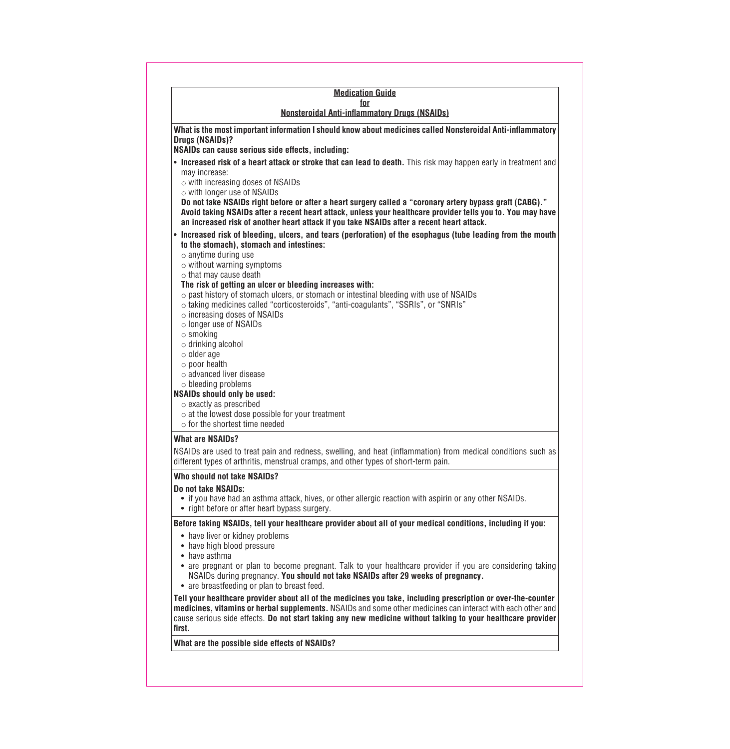# Medication Guide
## for
## Nonsteroidal Anti-inflammatory Drugs (NSAIDs)

**What is the most important information I should know about medicines called Nonsteroidal Anti-inflammatory Drugs (NSAIDs)?**

**NSAIDs can cause serious side effects, including:**

- **Increased risk of a heart attack or stroke that can lead to death.** This risk may happen early in treatment and may increase:
  - ○ with increasing doses of NSAIDs
  - ○ with longer use of NSAIDs

  **Do not take NSAIDs right before or after a heart surgery called a "coronary artery bypass graft (CABG)."**
  **Avoid taking NSAIDs after a recent heart attack, unless your healthcare provider tells you to. You may have an increased risk of another heart attack if you take NSAIDs after a recent heart attack.**

- **Increased risk of bleeding, ulcers, and tears (perforation) of the esophagus (tube leading from the mouth to the stomach), stomach and intestines:**
  - ○ anytime during use
  - ○ without warning symptoms
  - ○ that may cause death

  **The risk of getting an ulcer or bleeding increases with:**
  - ○ past history of stomach ulcers, or stomach or intestinal bleeding with use of NSAIDs
  - ○ taking medicines called "corticosteroids", "anti-coagulants", "SSRIs", or "SNRIs"
  - ○ increasing doses of NSAIDs
  - ○ longer use of NSAIDs
  - ○ smoking
  - ○ drinking alcohol
  - ○ older age
  - ○ poor health
  - ○ advanced liver disease
  - ○ bleeding problems

**NSAIDs should only be used:**
- ○ exactly as prescribed
- ○ at the lowest dose possible for your treatment
- ○ for the shortest time needed

**What are NSAIDs?**

NSAIDs are used to treat pain and redness, swelling, and heat (inflammation) from medical conditions such as different types of arthritis, menstrual cramps, and other types of short-term pain.

**Who should not take NSAIDs?**

**Do not take NSAIDs:**
- if you have had an asthma attack, hives, or other allergic reaction with aspirin or any other NSAIDs.
- right before or after heart bypass surgery.

**Before taking NSAIDs, tell your healthcare provider about all of your medical conditions, including if you:**
- have liver or kidney problems
- have high blood pressure
- have asthma
- are pregnant or plan to become pregnant. Talk to your healthcare provider if you are considering taking NSAIDs during pregnancy. **You should not take NSAIDs after 29 weeks of pregnancy.**
- are breastfeeding or plan to breast feed.

**Tell your healthcare provider about all of the medicines you take, including prescription or over-the-counter medicines, vitamins or herbal supplements.** NSAIDs and some other medicines can interact with each other and cause serious side effects. **Do not start taking any new medicine without talking to your healthcare provider first.**

**What are the possible side effects of NSAIDs?**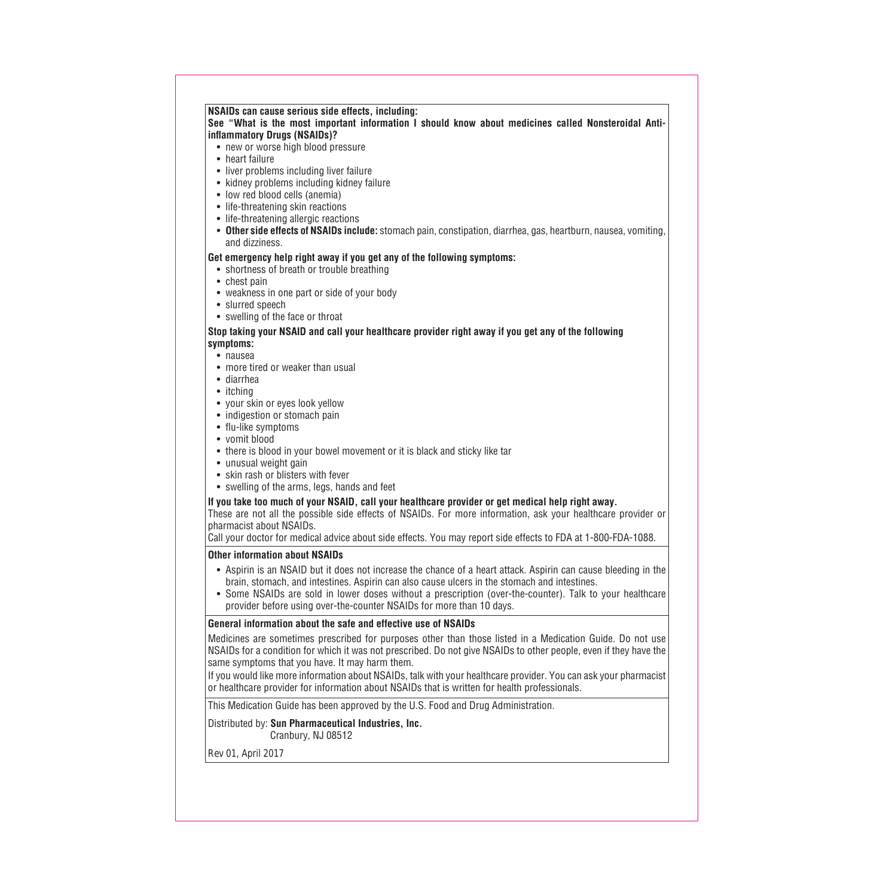**NSAIDs can cause serious side effects, including:**

**See "What is the most important information I should know about medicines called Nonsteroidal Anti-inflammatory Drugs (NSAIDs)?**

- new or worse high blood pressure
- heart failure
- liver problems including liver failure
- kidney problems including kidney failure
- low red blood cells (anemia)
- life-threatening skin reactions
- life-threatening allergic reactions
- **Other side effects of NSAIDs include:** stomach pain, constipation, diarrhea, gas, heartburn, nausea, vomiting, and dizziness.

**Get emergency help right away if you get any of the following symptoms:**

- shortness of breath or trouble breathing
- chest pain
- weakness in one part or side of your body
- slurred speech
- swelling of the face or throat

**Stop taking your NSAID and call your healthcare provider right away if you get any of the following symptoms:**

- nausea
- more tired or weaker than usual
- diarrhea
- itching
- your skin or eyes look yellow
- indigestion or stomach pain
- flu-like symptoms
- vomit blood
- there is blood in your bowel movement or it is black and sticky like tar
- unusual weight gain
- skin rash or blisters with fever
- swelling of the arms, legs, hands and feet

**If you take too much of your NSAID, call your healthcare provider or get medical help right away.**

These are not all the possible side effects of NSAIDs. For more information, ask your healthcare provider or pharmacist about NSAIDs.

Call your doctor for medical advice about side effects. You may report side effects to FDA at 1-800-FDA-1088.

**Other information about NSAIDs**

- Aspirin is an NSAID but it does not increase the chance of a heart attack. Aspirin can cause bleeding in the brain, stomach, and intestines. Aspirin can also cause ulcers in the stomach and intestines.
- Some NSAIDs are sold in lower doses without a prescription (over-the-counter). Talk to your healthcare provider before using over-the-counter NSAIDs for more than 10 days.

**General information about the safe and effective use of NSAIDs**

Medicines are sometimes prescribed for purposes other than those listed in a Medication Guide. Do not use NSAIDs for a condition for which it was not prescribed. Do not give NSAIDs to other people, even if they have the same symptoms that you have. It may harm them.

If you would like more information about NSAIDs, talk with your healthcare provider. You can ask your pharmacist or healthcare provider for information about NSAIDs that is written for health professionals.

This Medication Guide has been approved by the U.S. Food and Drug Administration.

Distributed by: **Sun Pharmaceutical Industries, Inc.**
Cranbury, NJ 08512

Rev 01, April 2017